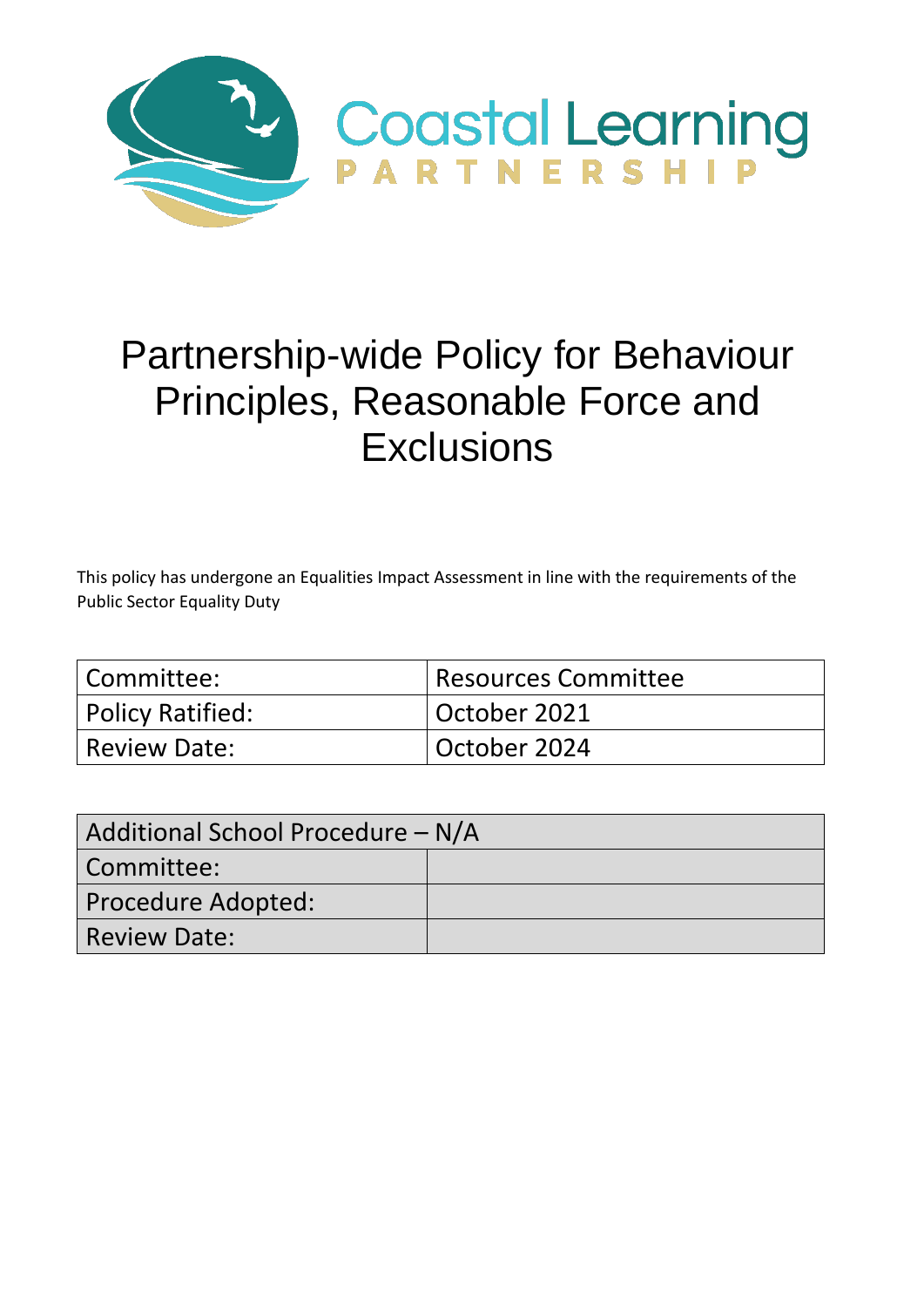Coastal Learning
PARTNERSHIP

# Partnership-wide Policy for Behaviour Principles, Reasonable Force and Exclusions

This policy has undergone an Equalities Impact Assessment in line with the requirements of the Public Sector Equality Duty

| Committee: | Resources Committee |
|---|---|
| Policy Ratified: | October 2021 |
| Review Date: | October 2024 |

| Additional School Procedure – N/A | |
|---|---|
| Committee: | |
| Procedure Adopted: | |
| Review Date: | |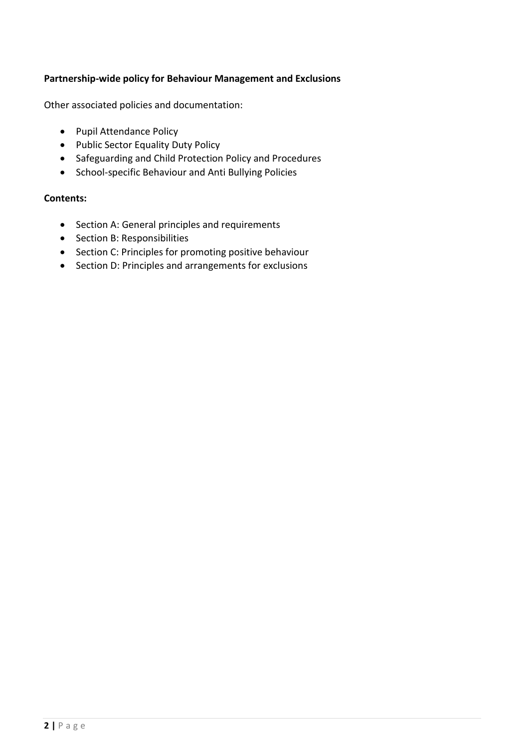**Partnership-wide policy for Behaviour Management and Exclusions**

Other associated policies and documentation:

- Pupil Attendance Policy
- Public Sector Equality Duty Policy
- Safeguarding and Child Protection Policy and Procedures
- School-specific Behaviour and Anti Bullying Policies

**Contents:**

- Section A: General principles and requirements
- Section B: Responsibilities
- Section C: Principles for promoting positive behaviour
- Section D: Principles and arrangements for exclusions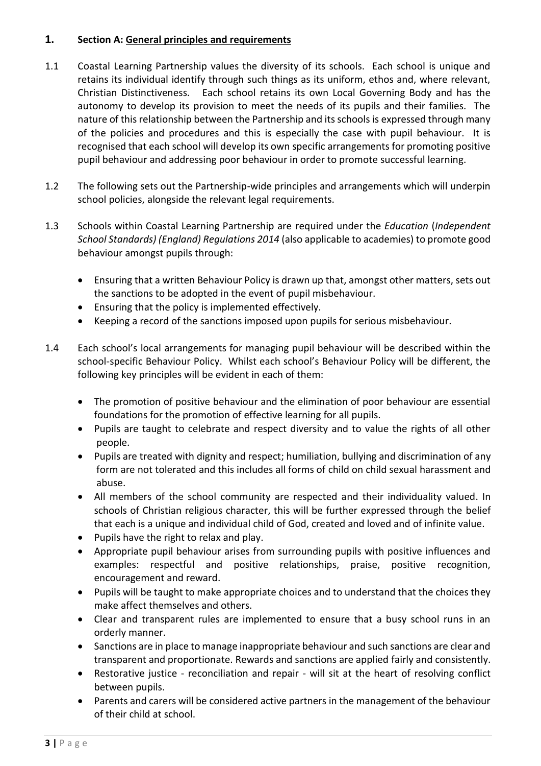## 1. Section A: General principles and requirements

1.1 Coastal Learning Partnership values the diversity of its schools. Each school is unique and retains its individual identify through such things as its uniform, ethos and, where relevant, Christian Distinctiveness. Each school retains its own Local Governing Body and has the autonomy to develop its provision to meet the needs of its pupils and their families. The nature of this relationship between the Partnership and its schools is expressed through many of the policies and procedures and this is especially the case with pupil behaviour. It is recognised that each school will develop its own specific arrangements for promoting positive pupil behaviour and addressing poor behaviour in order to promote successful learning.

1.2 The following sets out the Partnership-wide principles and arrangements which will underpin school policies, alongside the relevant legal requirements.

1.3 Schools within Coastal Learning Partnership are required under the *Education* (*Independent School Standards) (England) Regulations 2014* (also applicable to academies) to promote good behaviour amongst pupils through:

- Ensuring that a written Behaviour Policy is drawn up that, amongst other matters, sets out the sanctions to be adopted in the event of pupil misbehaviour.
- Ensuring that the policy is implemented effectively.
- Keeping a record of the sanctions imposed upon pupils for serious misbehaviour.

1.4 Each school's local arrangements for managing pupil behaviour will be described within the school-specific Behaviour Policy. Whilst each school's Behaviour Policy will be different, the following key principles will be evident in each of them:

- The promotion of positive behaviour and the elimination of poor behaviour are essential foundations for the promotion of effective learning for all pupils.
- Pupils are taught to celebrate and respect diversity and to value the rights of all other people.
- Pupils are treated with dignity and respect; humiliation, bullying and discrimination of any form are not tolerated and this includes all forms of child on child sexual harassment and abuse.
- All members of the school community are respected and their individuality valued. In schools of Christian religious character, this will be further expressed through the belief that each is a unique and individual child of God, created and loved and of infinite value.
- Pupils have the right to relax and play.
- Appropriate pupil behaviour arises from surrounding pupils with positive influences and examples: respectful and positive relationships, praise, positive recognition, encouragement and reward.
- Pupils will be taught to make appropriate choices and to understand that the choices they make affect themselves and others.
- Clear and transparent rules are implemented to ensure that a busy school runs in an orderly manner.
- Sanctions are in place to manage inappropriate behaviour and such sanctions are clear and transparent and proportionate. Rewards and sanctions are applied fairly and consistently.
- Restorative justice - reconciliation and repair - will sit at the heart of resolving conflict between pupils.
- Parents and carers will be considered active partners in the management of the behaviour of their child at school.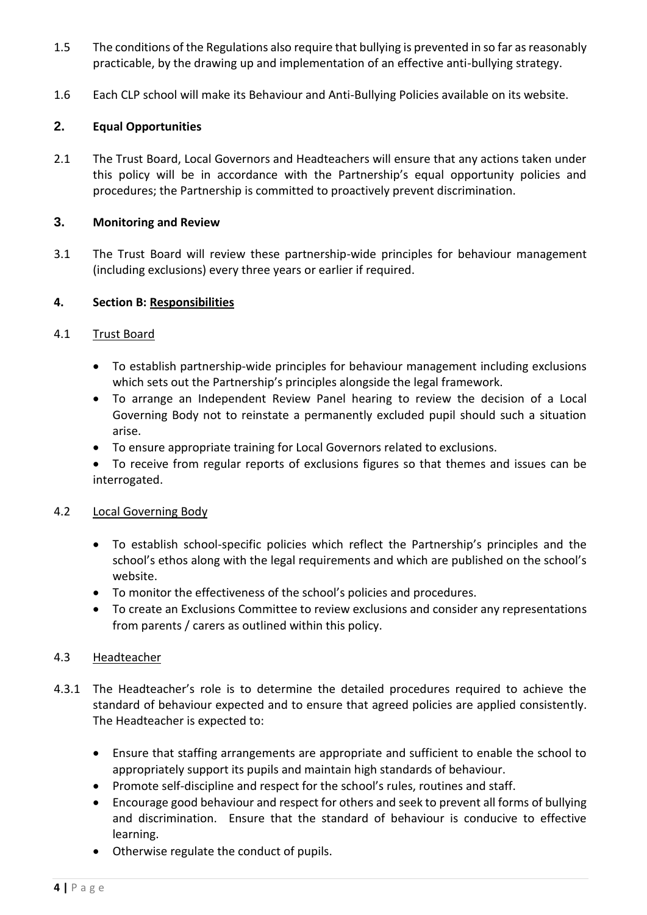1.5 The conditions of the Regulations also require that bullying is prevented in so far as reasonably practicable, by the drawing up and implementation of an effective anti-bullying strategy.

1.6 Each CLP school will make its Behaviour and Anti-Bullying Policies available on its website.

## 2. Equal Opportunities

2.1 The Trust Board, Local Governors and Headteachers will ensure that any actions taken under this policy will be in accordance with the Partnership's equal opportunity policies and procedures; the Partnership is committed to proactively prevent discrimination.

## 3. Monitoring and Review

3.1 The Trust Board will review these partnership-wide principles for behaviour management (including exclusions) every three years or earlier if required.

## 4. Section B: Responsibilities

### 4.1 Trust Board

- To establish partnership-wide principles for behaviour management including exclusions which sets out the Partnership's principles alongside the legal framework.
- To arrange an Independent Review Panel hearing to review the decision of a Local Governing Body not to reinstate a permanently excluded pupil should such a situation arise.
- To ensure appropriate training for Local Governors related to exclusions.
- To receive from regular reports of exclusions figures so that themes and issues can be interrogated.

### 4.2 Local Governing Body

- To establish school-specific policies which reflect the Partnership's principles and the school's ethos along with the legal requirements and which are published on the school's website.
- To monitor the effectiveness of the school's policies and procedures.
- To create an Exclusions Committee to review exclusions and consider any representations from parents / carers as outlined within this policy.

### 4.3 Headteacher

4.3.1 The Headteacher's role is to determine the detailed procedures required to achieve the standard of behaviour expected and to ensure that agreed policies are applied consistently. The Headteacher is expected to:

- Ensure that staffing arrangements are appropriate and sufficient to enable the school to appropriately support its pupils and maintain high standards of behaviour.
- Promote self-discipline and respect for the school's rules, routines and staff.
- Encourage good behaviour and respect for others and seek to prevent all forms of bullying and discrimination. Ensure that the standard of behaviour is conducive to effective learning.
- Otherwise regulate the conduct of pupils.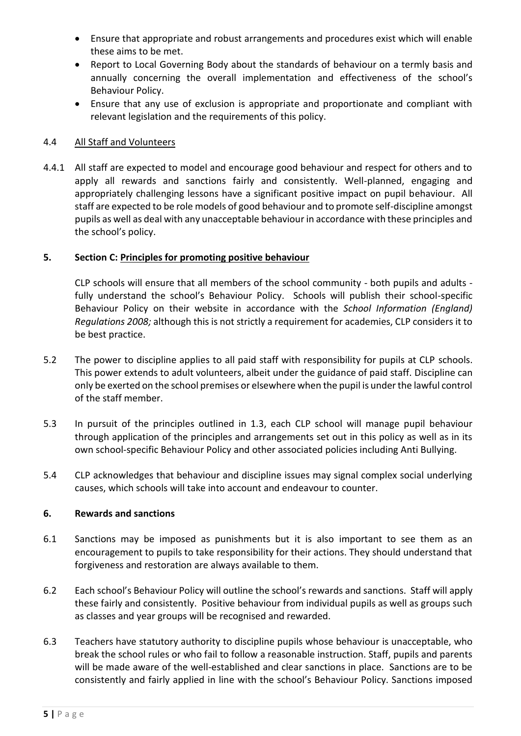- Ensure that appropriate and robust arrangements and procedures exist which will enable these aims to be met.
- Report to Local Governing Body about the standards of behaviour on a termly basis and annually concerning the overall implementation and effectiveness of the school's Behaviour Policy.
- Ensure that any use of exclusion is appropriate and proportionate and compliant with relevant legislation and the requirements of this policy.

### 4.4 All Staff and Volunteers

4.4.1 All staff are expected to model and encourage good behaviour and respect for others and to apply all rewards and sanctions fairly and consistently. Well-planned, engaging and appropriately challenging lessons have a significant positive impact on pupil behaviour. All staff are expected to be role models of good behaviour and to promote self-discipline amongst pupils as well as deal with any unacceptable behaviour in accordance with these principles and the school's policy.

## 5. Section C: Principles for promoting positive behaviour

CLP schools will ensure that all members of the school community - both pupils and adults - fully understand the school's Behaviour Policy. Schools will publish their school-specific Behaviour Policy on their website in accordance with the *School Information (England) Regulations 2008;* although this is not strictly a requirement for academies, CLP considers it to be best practice.

5.2 The power to discipline applies to all paid staff with responsibility for pupils at CLP schools. This power extends to adult volunteers, albeit under the guidance of paid staff. Discipline can only be exerted on the school premises or elsewhere when the pupil is under the lawful control of the staff member.

5.3 In pursuit of the principles outlined in 1.3, each CLP school will manage pupil behaviour through application of the principles and arrangements set out in this policy as well as in its own school-specific Behaviour Policy and other associated policies including Anti Bullying.

5.4 CLP acknowledges that behaviour and discipline issues may signal complex social underlying causes, which schools will take into account and endeavour to counter.

## 6. Rewards and sanctions

6.1 Sanctions may be imposed as punishments but it is also important to see them as an encouragement to pupils to take responsibility for their actions. They should understand that forgiveness and restoration are always available to them.

6.2 Each school's Behaviour Policy will outline the school's rewards and sanctions. Staff will apply these fairly and consistently. Positive behaviour from individual pupils as well as groups such as classes and year groups will be recognised and rewarded.

6.3 Teachers have statutory authority to discipline pupils whose behaviour is unacceptable, who break the school rules or who fail to follow a reasonable instruction. Staff, pupils and parents will be made aware of the well-established and clear sanctions in place. Sanctions are to be consistently and fairly applied in line with the school's Behaviour Policy. Sanctions imposed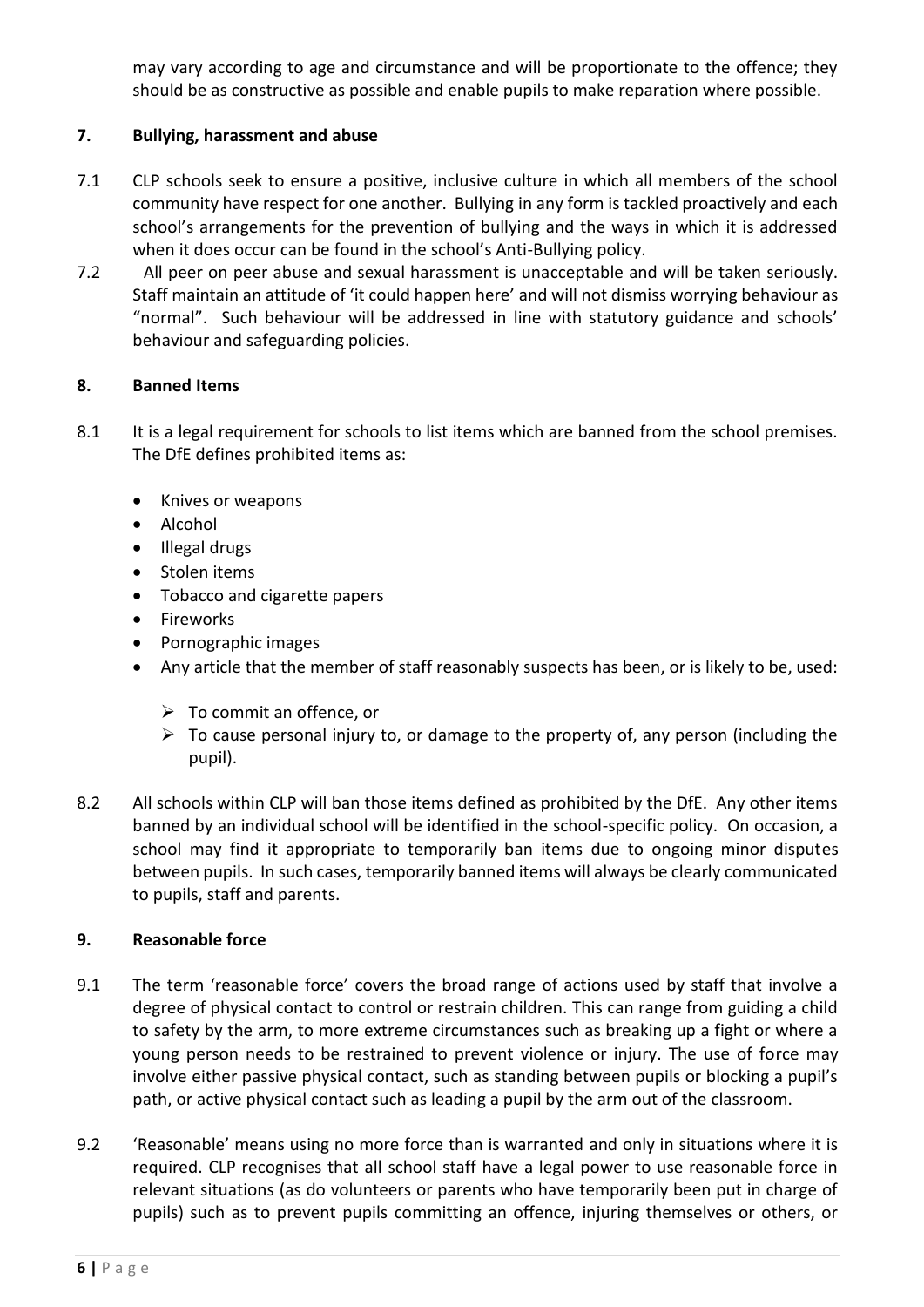may vary according to age and circumstance and will be proportionate to the offence; they should be as constructive as possible and enable pupils to make reparation where possible.

## 7. Bullying, harassment and abuse

7.1 CLP schools seek to ensure a positive, inclusive culture in which all members of the school community have respect for one another. Bullying in any form is tackled proactively and each school's arrangements for the prevention of bullying and the ways in which it is addressed when it does occur can be found in the school's Anti-Bullying policy.

7.2 All peer on peer abuse and sexual harassment is unacceptable and will be taken seriously. Staff maintain an attitude of 'it could happen here' and will not dismiss worrying behaviour as "normal". Such behaviour will be addressed in line with statutory guidance and schools' behaviour and safeguarding policies.

## 8. Banned Items

8.1 It is a legal requirement for schools to list items which are banned from the school premises. The DfE defines prohibited items as:

- Knives or weapons
- Alcohol
- Illegal drugs
- Stolen items
- Tobacco and cigarette papers
- Fireworks
- Pornographic images
- Any article that the member of staff reasonably suspects has been, or is likely to be, used:
    - To commit an offence, or
    - To cause personal injury to, or damage to the property of, any person (including the pupil).

8.2 All schools within CLP will ban those items defined as prohibited by the DfE. Any other items banned by an individual school will be identified in the school-specific policy. On occasion, a school may find it appropriate to temporarily ban items due to ongoing minor disputes between pupils. In such cases, temporarily banned items will always be clearly communicated to pupils, staff and parents.

## 9. Reasonable force

9.1 The term 'reasonable force' covers the broad range of actions used by staff that involve a degree of physical contact to control or restrain children. This can range from guiding a child to safety by the arm, to more extreme circumstances such as breaking up a fight or where a young person needs to be restrained to prevent violence or injury. The use of force may involve either passive physical contact, such as standing between pupils or blocking a pupil's path, or active physical contact such as leading a pupil by the arm out of the classroom.

9.2 'Reasonable' means using no more force than is warranted and only in situations where it is required. CLP recognises that all school staff have a legal power to use reasonable force in relevant situations (as do volunteers or parents who have temporarily been put in charge of pupils) such as to prevent pupils committing an offence, injuring themselves or others, or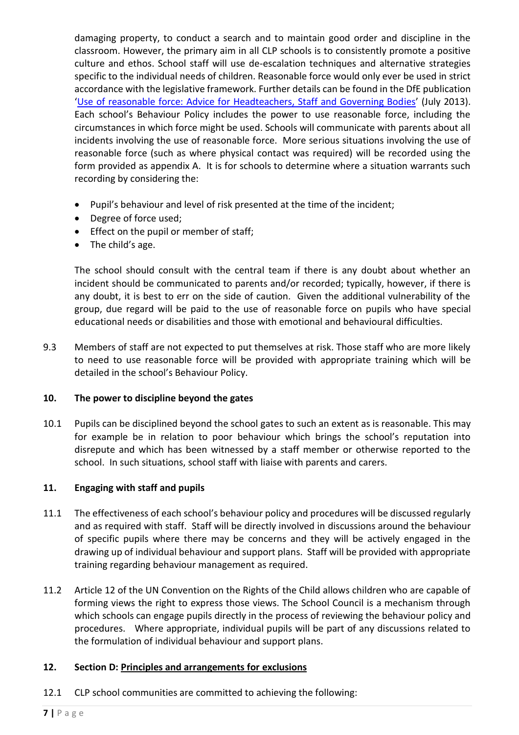damaging property, to conduct a search and to maintain good order and discipline in the classroom. However, the primary aim in all CLP schools is to consistently promote a positive culture and ethos. School staff will use de-escalation techniques and alternative strategies specific to the individual needs of children. Reasonable force would only ever be used in strict accordance with the legislative framework. Further details can be found in the DfE publication '[Use of reasonable force: Advice for Headteachers, Staff and Governing Bodies](#)' (July 2013). Each school's Behaviour Policy includes the power to use reasonable force, including the circumstances in which force might be used. Schools will communicate with parents about all incidents involving the use of reasonable force. More serious situations involving the use of reasonable force (such as where physical contact was required) will be recorded using the form provided as appendix A. It is for schools to determine where a situation warrants such recording by considering the:

- Pupil's behaviour and level of risk presented at the time of the incident;
- Degree of force used;
- Effect on the pupil or member of staff;
- The child's age.

The school should consult with the central team if there is any doubt about whether an incident should be communicated to parents and/or recorded; typically, however, if there is any doubt, it is best to err on the side of caution. Given the additional vulnerability of the group, due regard will be paid to the use of reasonable force on pupils who have special educational needs or disabilities and those with emotional and behavioural difficulties.

9.3 Members of staff are not expected to put themselves at risk. Those staff who are more likely to need to use reasonable force will be provided with appropriate training which will be detailed in the school's Behaviour Policy.

### 10. The power to discipline beyond the gates

10.1 Pupils can be disciplined beyond the school gates to such an extent as is reasonable. This may for example be in relation to poor behaviour which brings the school's reputation into disrepute and which has been witnessed by a staff member or otherwise reported to the school. In such situations, school staff with liaise with parents and carers.

### 11. Engaging with staff and pupils

11.1 The effectiveness of each school's behaviour policy and procedures will be discussed regularly and as required with staff. Staff will be directly involved in discussions around the behaviour of specific pupils where there may be concerns and they will be actively engaged in the drawing up of individual behaviour and support plans. Staff will be provided with appropriate training regarding behaviour management as required.

11.2 Article 12 of the UN Convention on the Rights of the Child allows children who are capable of forming views the right to express those views. The School Council is a mechanism through which schools can engage pupils directly in the process of reviewing the behaviour policy and procedures. Where appropriate, individual pupils will be part of any discussions related to the formulation of individual behaviour and support plans.

### 12. Section D: Principles and arrangements for exclusions

12.1 CLP school communities are committed to achieving the following: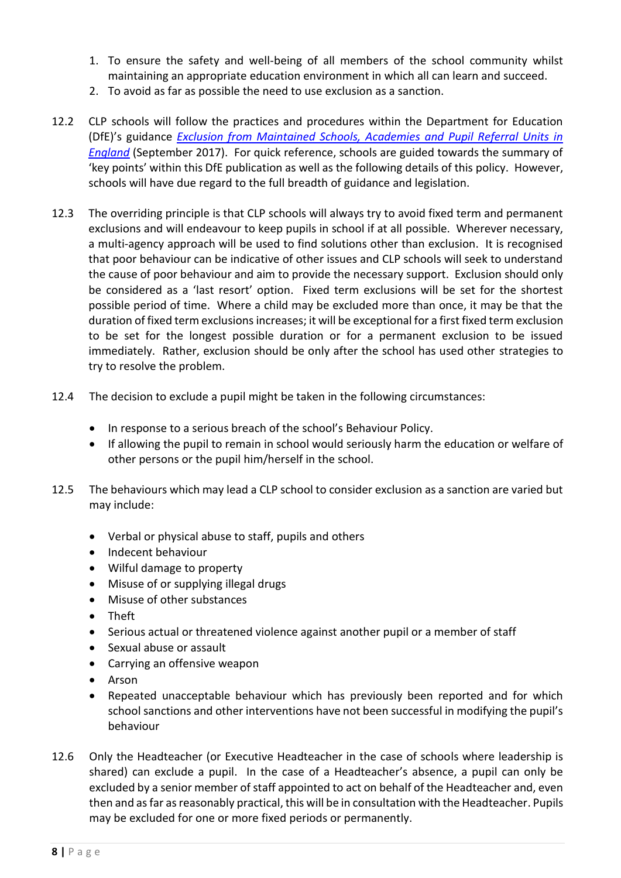1. To ensure the safety and well-being of all members of the school community whilst maintaining an appropriate education environment in which all can learn and succeed.
2. To avoid as far as possible the need to use exclusion as a sanction.

12.2 CLP schools will follow the practices and procedures within the Department for Education (DfE)'s guidance *Exclusion from Maintained Schools, Academies and Pupil Referral Units in England* (September 2017). For quick reference, schools are guided towards the summary of 'key points' within this DfE publication as well as the following details of this policy. However, schools will have due regard to the full breadth of guidance and legislation.

12.3 The overriding principle is that CLP schools will always try to avoid fixed term and permanent exclusions and will endeavour to keep pupils in school if at all possible. Wherever necessary, a multi-agency approach will be used to find solutions other than exclusion. It is recognised that poor behaviour can be indicative of other issues and CLP schools will seek to understand the cause of poor behaviour and aim to provide the necessary support. Exclusion should only be considered as a 'last resort' option. Fixed term exclusions will be set for the shortest possible period of time. Where a child may be excluded more than once, it may be that the duration of fixed term exclusions increases; it will be exceptional for a first fixed term exclusion to be set for the longest possible duration or for a permanent exclusion to be issued immediately. Rather, exclusion should be only after the school has used other strategies to try to resolve the problem.

12.4 The decision to exclude a pupil might be taken in the following circumstances:

- In response to a serious breach of the school's Behaviour Policy.
- If allowing the pupil to remain in school would seriously harm the education or welfare of other persons or the pupil him/herself in the school.

12.5 The behaviours which may lead a CLP school to consider exclusion as a sanction are varied but may include:

- Verbal or physical abuse to staff, pupils and others
- Indecent behaviour
- Wilful damage to property
- Misuse of or supplying illegal drugs
- Misuse of other substances
- Theft
- Serious actual or threatened violence against another pupil or a member of staff
- Sexual abuse or assault
- Carrying an offensive weapon
- Arson
- Repeated unacceptable behaviour which has previously been reported and for which school sanctions and other interventions have not been successful in modifying the pupil's behaviour

12.6 Only the Headteacher (or Executive Headteacher in the case of schools where leadership is shared) can exclude a pupil. In the case of a Headteacher's absence, a pupil can only be excluded by a senior member of staff appointed to act on behalf of the Headteacher and, even then and as far as reasonably practical, this will be in consultation with the Headteacher. Pupils may be excluded for one or more fixed periods or permanently.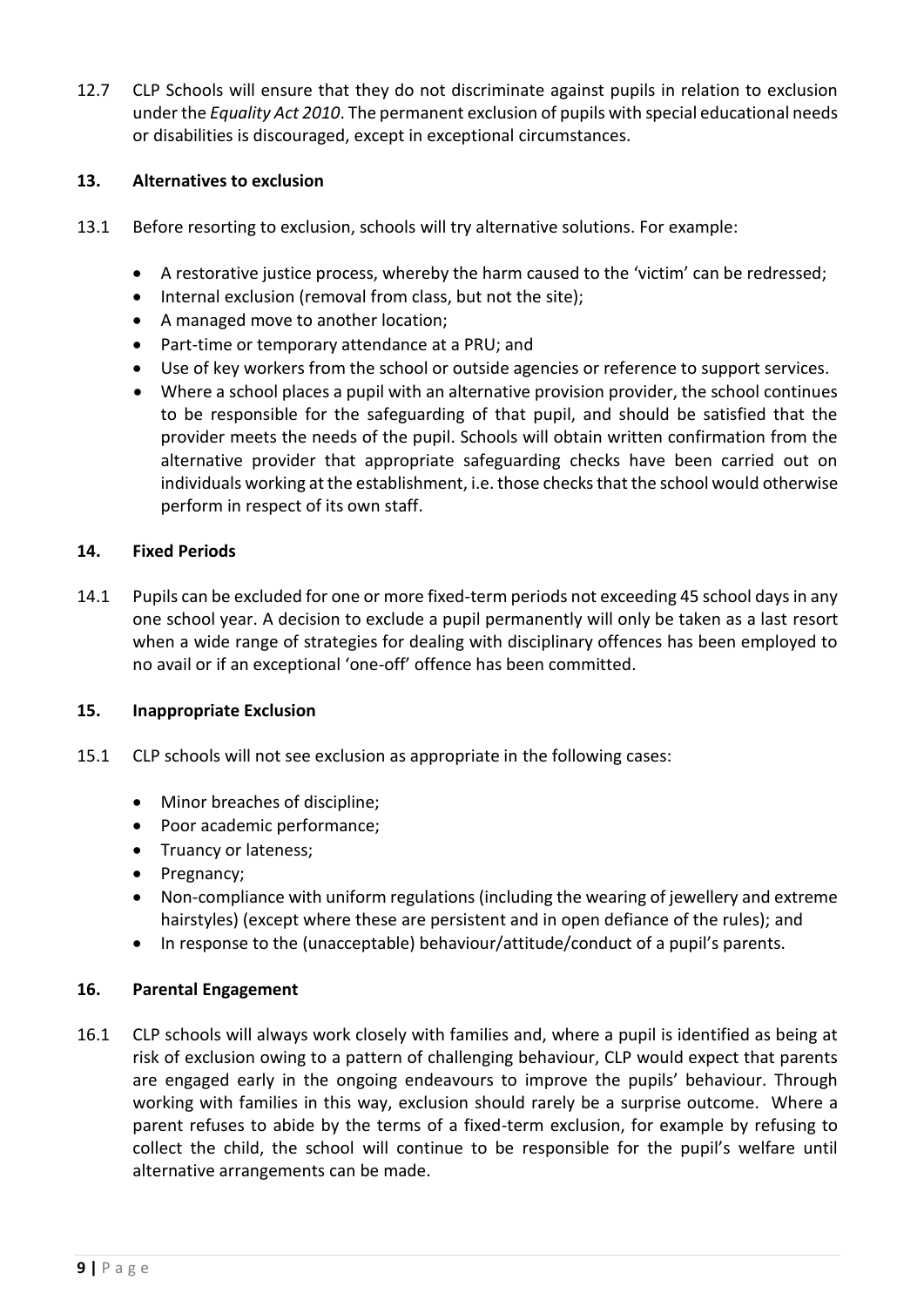12.7 CLP Schools will ensure that they do not discriminate against pupils in relation to exclusion under the *Equality Act 2010*. The permanent exclusion of pupils with special educational needs or disabilities is discouraged, except in exceptional circumstances.

## 13. Alternatives to exclusion

13.1 Before resorting to exclusion, schools will try alternative solutions. For example:

- A restorative justice process, whereby the harm caused to the 'victim' can be redressed;
- Internal exclusion (removal from class, but not the site);
- A managed move to another location;
- Part-time or temporary attendance at a PRU; and
- Use of key workers from the school or outside agencies or reference to support services.
- Where a school places a pupil with an alternative provision provider, the school continues to be responsible for the safeguarding of that pupil, and should be satisfied that the provider meets the needs of the pupil. Schools will obtain written confirmation from the alternative provider that appropriate safeguarding checks have been carried out on individuals working at the establishment, i.e. those checks that the school would otherwise perform in respect of its own staff.

## 14. Fixed Periods

14.1 Pupils can be excluded for one or more fixed-term periods not exceeding 45 school days in any one school year. A decision to exclude a pupil permanently will only be taken as a last resort when a wide range of strategies for dealing with disciplinary offences has been employed to no avail or if an exceptional 'one-off' offence has been committed.

## 15. Inappropriate Exclusion

15.1 CLP schools will not see exclusion as appropriate in the following cases:

- Minor breaches of discipline;
- Poor academic performance;
- Truancy or lateness;
- Pregnancy;
- Non-compliance with uniform regulations (including the wearing of jewellery and extreme hairstyles) (except where these are persistent and in open defiance of the rules); and
- In response to the (unacceptable) behaviour/attitude/conduct of a pupil's parents.

## 16. Parental Engagement

16.1 CLP schools will always work closely with families and, where a pupil is identified as being at risk of exclusion owing to a pattern of challenging behaviour, CLP would expect that parents are engaged early in the ongoing endeavours to improve the pupils' behaviour. Through working with families in this way, exclusion should rarely be a surprise outcome. Where a parent refuses to abide by the terms of a fixed-term exclusion, for example by refusing to collect the child, the school will continue to be responsible for the pupil's welfare until alternative arrangements can be made.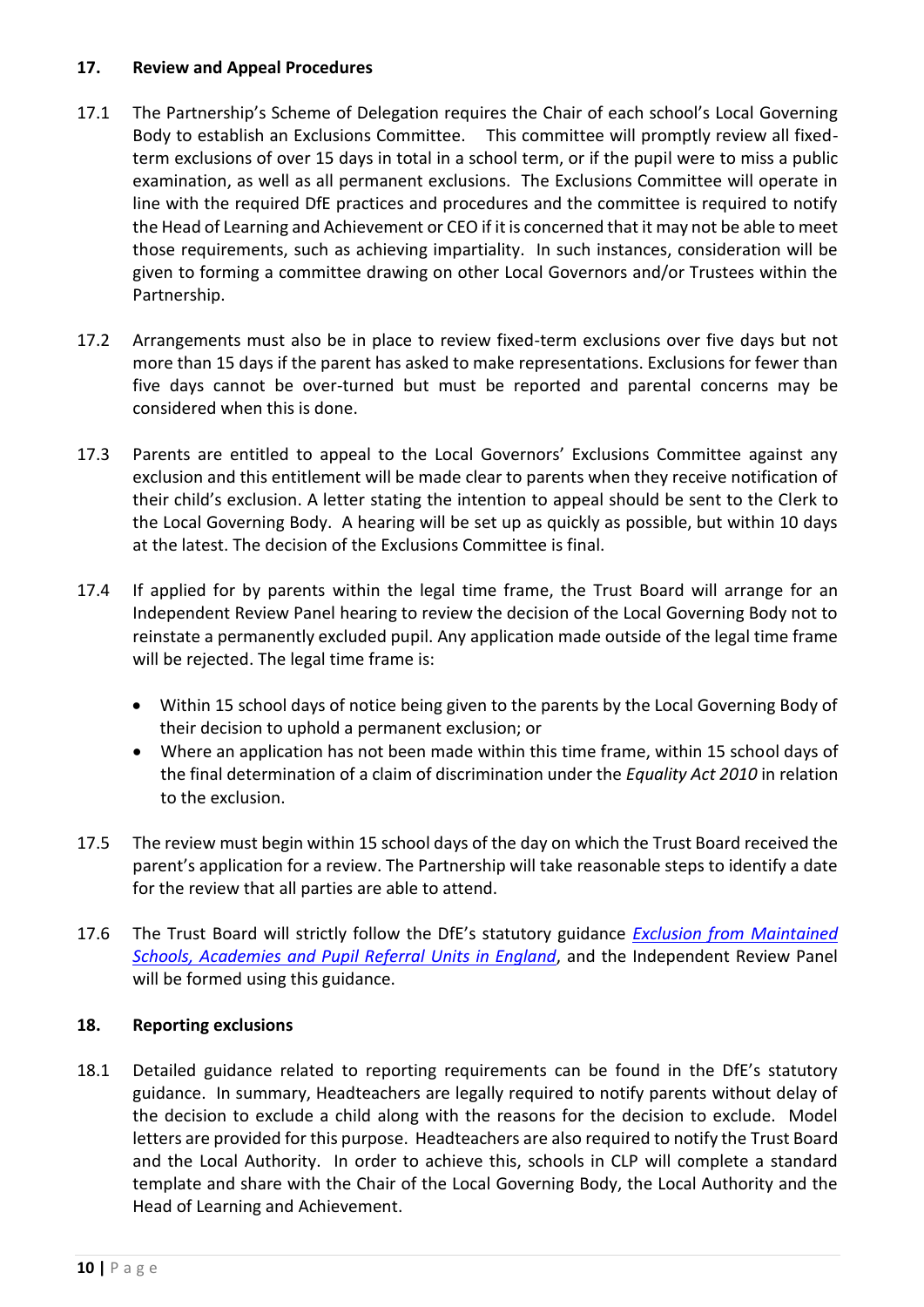## 17. Review and Appeal Procedures

17.1 The Partnership's Scheme of Delegation requires the Chair of each school's Local Governing Body to establish an Exclusions Committee. This committee will promptly review all fixed-term exclusions of over 15 days in total in a school term, or if the pupil were to miss a public examination, as well as all permanent exclusions. The Exclusions Committee will operate in line with the required DfE practices and procedures and the committee is required to notify the Head of Learning and Achievement or CEO if it is concerned that it may not be able to meet those requirements, such as achieving impartiality. In such instances, consideration will be given to forming a committee drawing on other Local Governors and/or Trustees within the Partnership.

17.2 Arrangements must also be in place to review fixed-term exclusions over five days but not more than 15 days if the parent has asked to make representations. Exclusions for fewer than five days cannot be over-turned but must be reported and parental concerns may be considered when this is done.

17.3 Parents are entitled to appeal to the Local Governors' Exclusions Committee against any exclusion and this entitlement will be made clear to parents when they receive notification of their child's exclusion. A letter stating the intention to appeal should be sent to the Clerk to the Local Governing Body. A hearing will be set up as quickly as possible, but within 10 days at the latest. The decision of the Exclusions Committee is final.

17.4 If applied for by parents within the legal time frame, the Trust Board will arrange for an Independent Review Panel hearing to review the decision of the Local Governing Body not to reinstate a permanently excluded pupil. Any application made outside of the legal time frame will be rejected. The legal time frame is:

- Within 15 school days of notice being given to the parents by the Local Governing Body of their decision to uphold a permanent exclusion; or
- Where an application has not been made within this time frame, within 15 school days of the final determination of a claim of discrimination under the *Equality Act 2010* in relation to the exclusion.

17.5 The review must begin within 15 school days of the day on which the Trust Board received the parent's application for a review. The Partnership will take reasonable steps to identify a date for the review that all parties are able to attend.

17.6 The Trust Board will strictly follow the DfE's statutory guidance *Exclusion from Maintained Schools, Academies and Pupil Referral Units in England*, and the Independent Review Panel will be formed using this guidance.

## 18. Reporting exclusions

18.1 Detailed guidance related to reporting requirements can be found in the DfE's statutory guidance. In summary, Headteachers are legally required to notify parents without delay of the decision to exclude a child along with the reasons for the decision to exclude. Model letters are provided for this purpose. Headteachers are also required to notify the Trust Board and the Local Authority. In order to achieve this, schools in CLP will complete a standard template and share with the Chair of the Local Governing Body, the Local Authority and the Head of Learning and Achievement.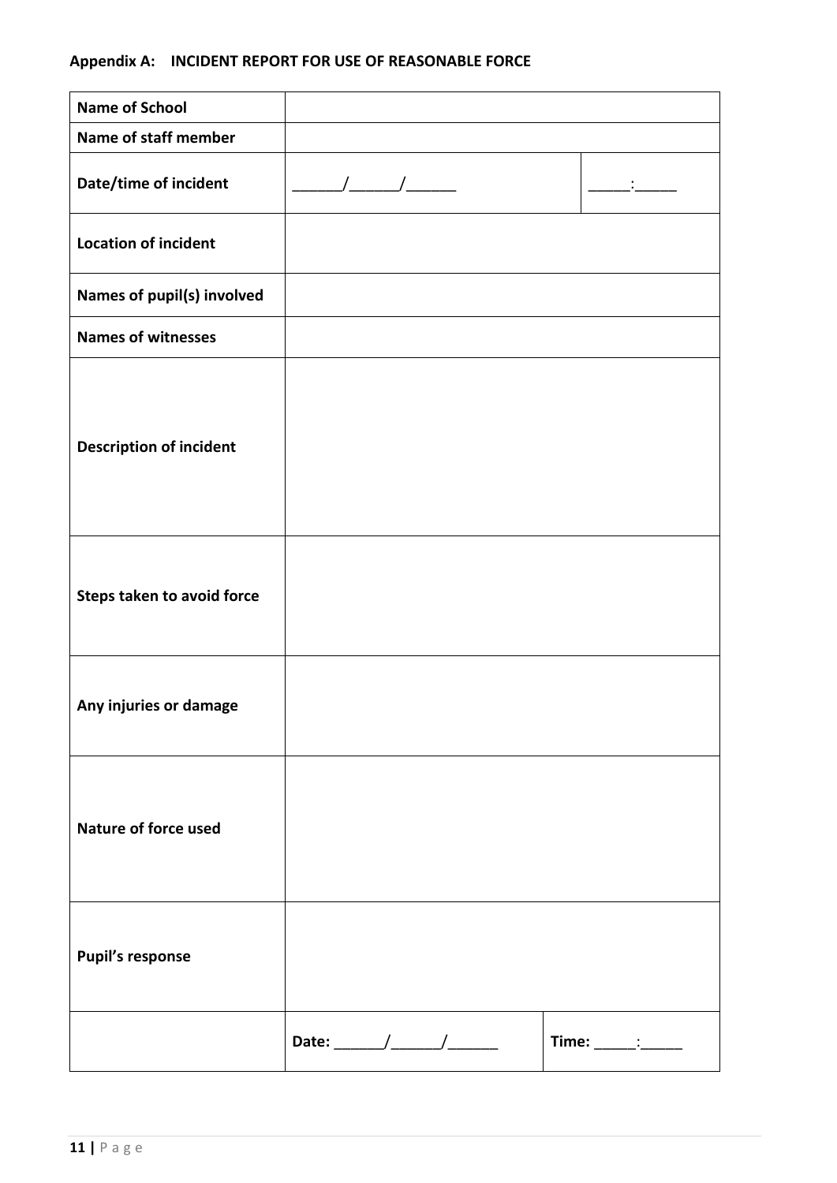**Appendix A: INCIDENT REPORT FOR USE OF REASONABLE FORCE**

| **Name of School** | | |
|---|---|---|
| **Name of staff member** | | |
| **Date/time of incident** | ______/______/______ | _____:_____ |
| **Location of incident** | | |
| **Names of pupil(s) involved** | | |
| **Names of witnesses** | | |
| **Description of incident** | | |
| **Steps taken to avoid force** | | |
| **Any injuries or damage** | | |
| **Nature of force used** | | |
| **Pupil's response** | | |
| | **Date:** ______/______/______ | **Time:** _____:_____ |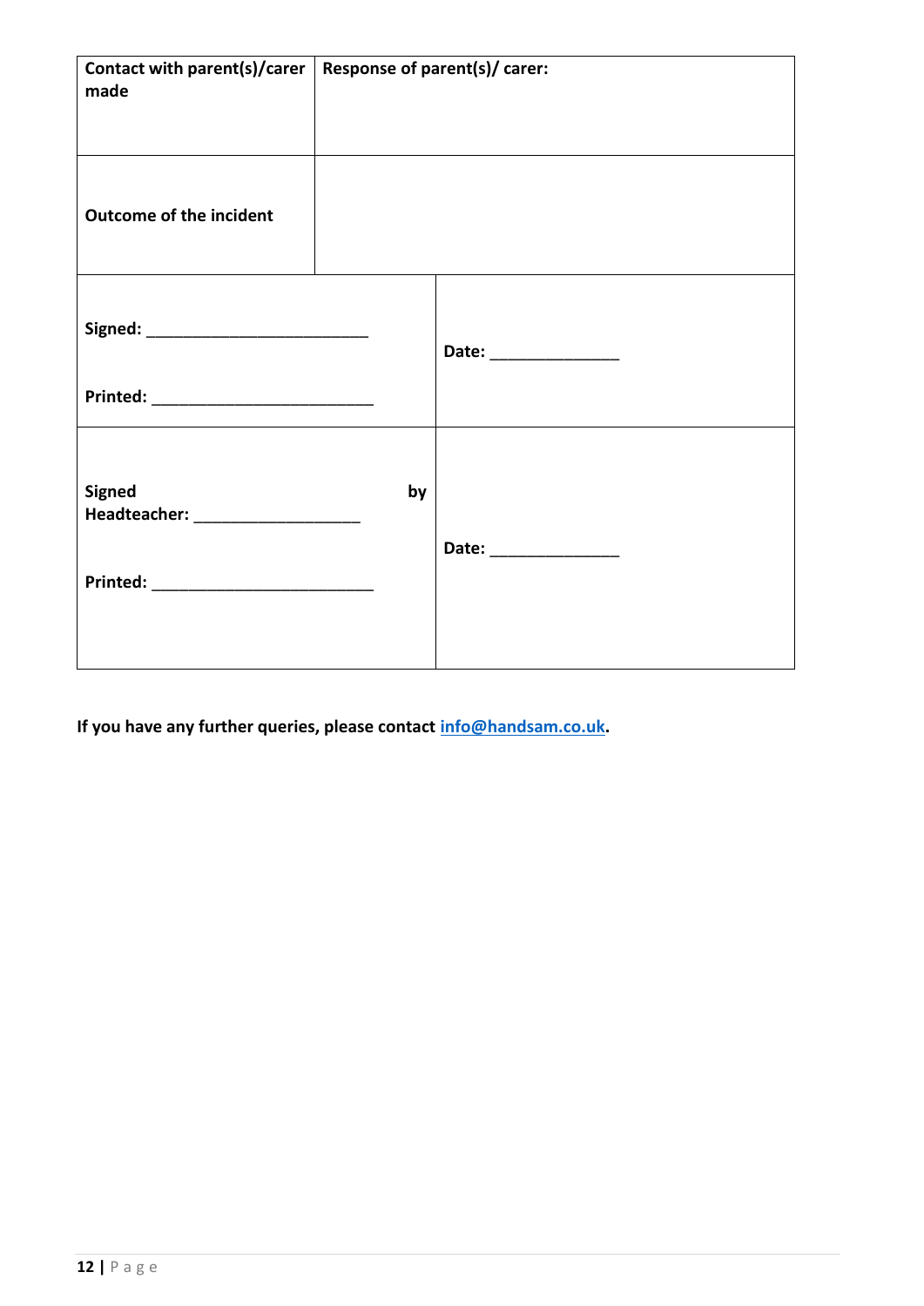| | |
|---|---|
| **Contact with parent(s)/carer made** | **Response of parent(s)/ carer:** |
| **Outcome of the incident** | |
| **Signed:** ________________________<br><br>**Printed:** ________________________ | **Date:** ______________ |
| **Signed by Headteacher:** __________________<br><br>**Printed:** ________________________ | **Date:** ______________ |

**If you have any further queries, please contact [info@handsam.co.uk](mailto:info@handsam.co.uk).**